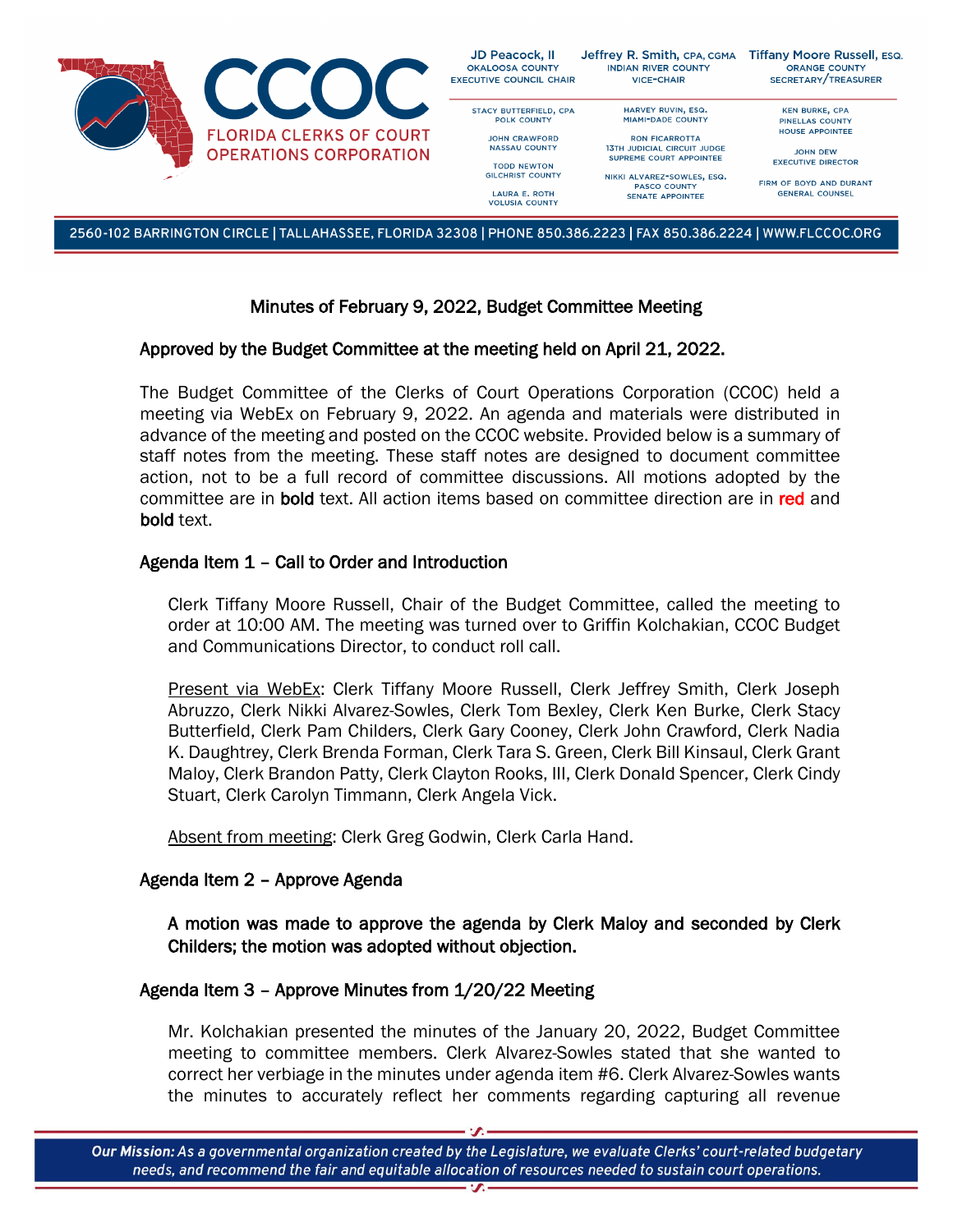# Minutes of February 9, 2022, Budget Committee Meeting

**Approved by the Budget Committee at the meeting held on April 21, 2022.**

The Budget Committee of the Clerks of Court Operations Corporation (CCOC) held a meeting via WebEx on February 9, 2022. An agenda and materials were distributed in advance of the meeting and posted on the CCOC website. Provided below is a summary of staff notes from the meeting. These staff notes are designed to document committee action, not to be a full record of committee discussions. All motions adopted by the committee are in **bold** text. All action items based on committee direction are in **red** and **bold** text.

## Agenda Item 1 – Call to Order and Introduction

Clerk Tiffany Moore Russell, Chair of the Budget Committee, called the meeting to order at 10:00 AM. The meeting was turned over to Griffin Kolchakian, CCOC Budget and Communications Director, to conduct roll call.

Present via WebEx: Clerk Tiffany Moore Russell, Clerk Jeffrey Smith, Clerk Joseph Abruzzo, Clerk Nikki Alvarez-Sowles, Clerk Tom Bexley, Clerk Ken Burke, Clerk Stacy Butterfield, Clerk Pam Childers, Clerk Gary Cooney, Clerk John Crawford, Clerk Nadia K. Daughtrey, Clerk Brenda Forman, Clerk Tara S. Green, Clerk Bill Kinsaul, Clerk Grant Maloy, Clerk Brandon Patty, Clerk Clayton Rooks, III, Clerk Donald Spencer, Clerk Cindy Stuart, Clerk Carolyn Timmann, Clerk Angela Vick.

Absent from meeting: Clerk Greg Godwin, Clerk Carla Hand.

## Agenda Item 2 – Approve Agenda

**A motion was made to approve the agenda by Clerk Maloy and seconded by Clerk Childers; the motion was adopted without objection.**

## Agenda Item 3 – Approve Minutes from 1/20/22 Meeting

Mr. Kolchakian presented the minutes of the January 20, 2022, Budget Committee meeting to committee members. Clerk Alvarez-Sowles stated that she wanted to correct her verbiage in the minutes under agenda item #6. Clerk Alvarez-Sowles wants the minutes to accurately reflect her comments regarding capturing all revenue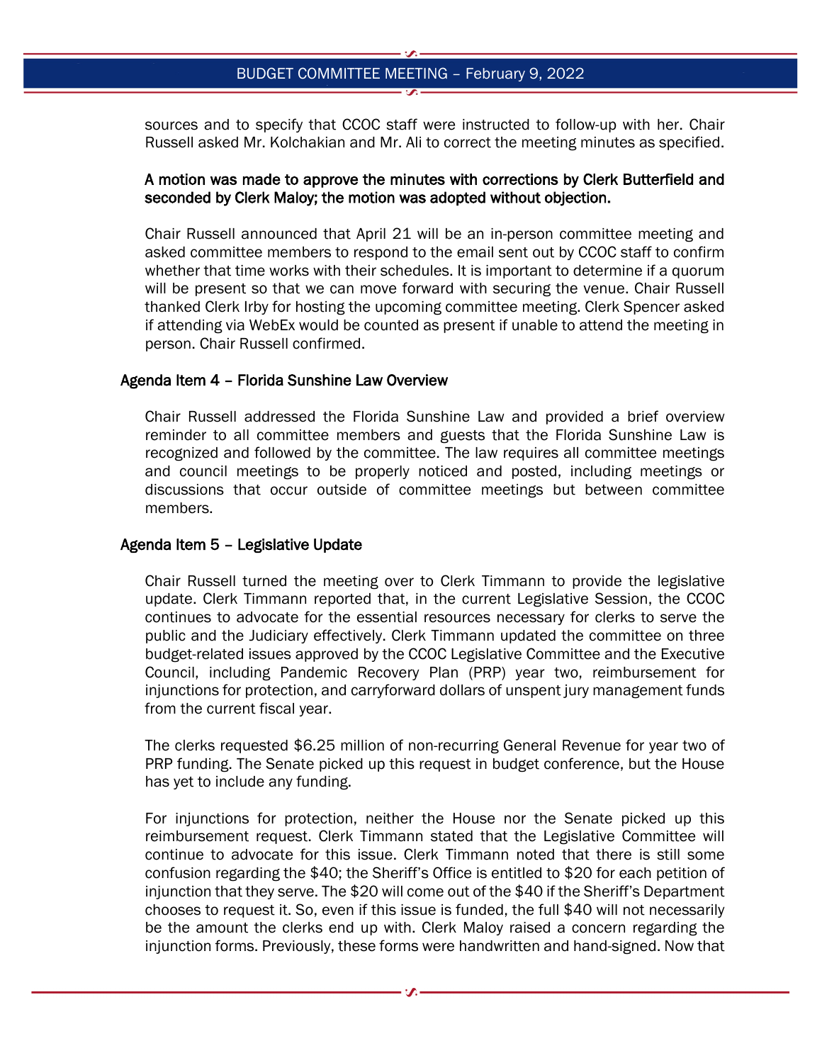sources and to specify that CCOC staff were instructed to follow-up with her. Chair Russell asked Mr. Kolchakian and Mr. Ali to correct the meeting minutes as specified.

**A motion was made to approve the minutes with corrections by Clerk Butterfield and seconded by Clerk Maloy; the motion was adopted without objection.**

Chair Russell announced that April 21 will be an in-person committee meeting and asked committee members to respond to the email sent out by CCOC staff to confirm whether that time works with their schedules. It is important to determine if a quorum will be present so that we can move forward with securing the venue. Chair Russell thanked Clerk Irby for hosting the upcoming committee meeting. Clerk Spencer asked if attending via WebEx would be counted as present if unable to attend the meeting in person. Chair Russell confirmed.

### Agenda Item 4 – Florida Sunshine Law Overview

Chair Russell addressed the Florida Sunshine Law and provided a brief overview reminder to all committee members and guests that the Florida Sunshine Law is recognized and followed by the committee. The law requires all committee meetings and council meetings to be properly noticed and posted, including meetings or discussions that occur outside of committee meetings but between committee members.

### Agenda Item 5 – Legislative Update

Chair Russell turned the meeting over to Clerk Timmann to provide the legislative update. Clerk Timmann reported that, in the current Legislative Session, the CCOC continues to advocate for the essential resources necessary for clerks to serve the public and the Judiciary effectively. Clerk Timmann updated the committee on three budget-related issues approved by the CCOC Legislative Committee and the Executive Council, including Pandemic Recovery Plan (PRP) year two, reimbursement for injunctions for protection, and carryforward dollars of unspent jury management funds from the current fiscal year.

The clerks requested $6.25 million of non-recurring General Revenue for year two of PRP funding. The Senate picked up this request in budget conference, but the House has yet to include any funding.

For injunctions for protection, neither the House nor the Senate picked up this reimbursement request. Clerk Timmann stated that the Legislative Committee will continue to advocate for this issue. Clerk Timmann noted that there is still some confusion regarding the $40; the Sheriff's Office is entitled to $20 for each petition of injunction that they serve. The $20 will come out of the $40 if the Sheriff's Department chooses to request it. So, even if this issue is funded, the full $40 will not necessarily be the amount the clerks end up with. Clerk Maloy raised a concern regarding the injunction forms. Previously, these forms were handwritten and hand-signed. Now that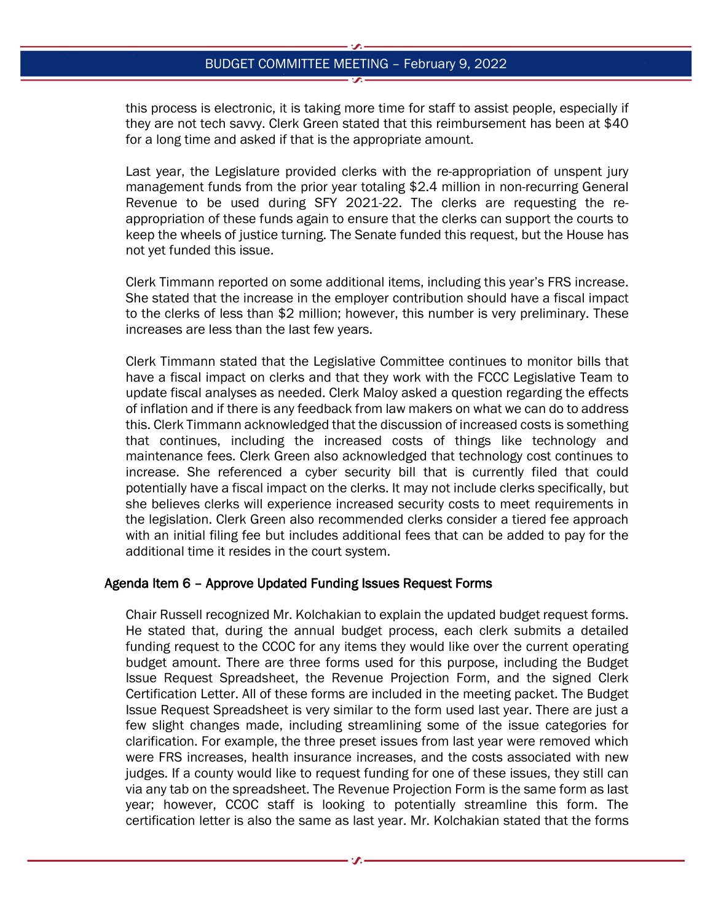this process is electronic, it is taking more time for staff to assist people, especially if they are not tech savvy. Clerk Green stated that this reimbursement has been at $40 for a long time and asked if that is the appropriate amount.

Last year, the Legislature provided clerks with the re-appropriation of unspent jury management funds from the prior year totaling $2.4 million in non-recurring General Revenue to be used during SFY 2021-22. The clerks are requesting the re-appropriation of these funds again to ensure that the clerks can support the courts to keep the wheels of justice turning. The Senate funded this request, but the House has not yet funded this issue.

Clerk Timmann reported on some additional items, including this year's FRS increase. She stated that the increase in the employer contribution should have a fiscal impact to the clerks of less than $2 million; however, this number is very preliminary. These increases are less than the last few years.

Clerk Timmann stated that the Legislative Committee continues to monitor bills that have a fiscal impact on clerks and that they work with the FCCC Legislative Team to update fiscal analyses as needed. Clerk Maloy asked a question regarding the effects of inflation and if there is any feedback from law makers on what we can do to address this. Clerk Timmann acknowledged that the discussion of increased costs is something that continues, including the increased costs of things like technology and maintenance fees. Clerk Green also acknowledged that technology cost continues to increase. She referenced a cyber security bill that is currently filed that could potentially have a fiscal impact on the clerks. It may not include clerks specifically, but she believes clerks will experience increased security costs to meet requirements in the legislation. Clerk Green also recommended clerks consider a tiered fee approach with an initial filing fee but includes additional fees that can be added to pay for the additional time it resides in the court system.

### Agenda Item 6 – Approve Updated Funding Issues Request Forms

Chair Russell recognized Mr. Kolchakian to explain the updated budget request forms. He stated that, during the annual budget process, each clerk submits a detailed funding request to the CCOC for any items they would like over the current operating budget amount. There are three forms used for this purpose, including the Budget Issue Request Spreadsheet, the Revenue Projection Form, and the signed Clerk Certification Letter. All of these forms are included in the meeting packet. The Budget Issue Request Spreadsheet is very similar to the form used last year. There are just a few slight changes made, including streamlining some of the issue categories for clarification. For example, the three preset issues from last year were removed which were FRS increases, health insurance increases, and the costs associated with new judges. If a county would like to request funding for one of these issues, they still can via any tab on the spreadsheet. The Revenue Projection Form is the same form as last year; however, CCOC staff is looking to potentially streamline this form. The certification letter is also the same as last year. Mr. Kolchakian stated that the forms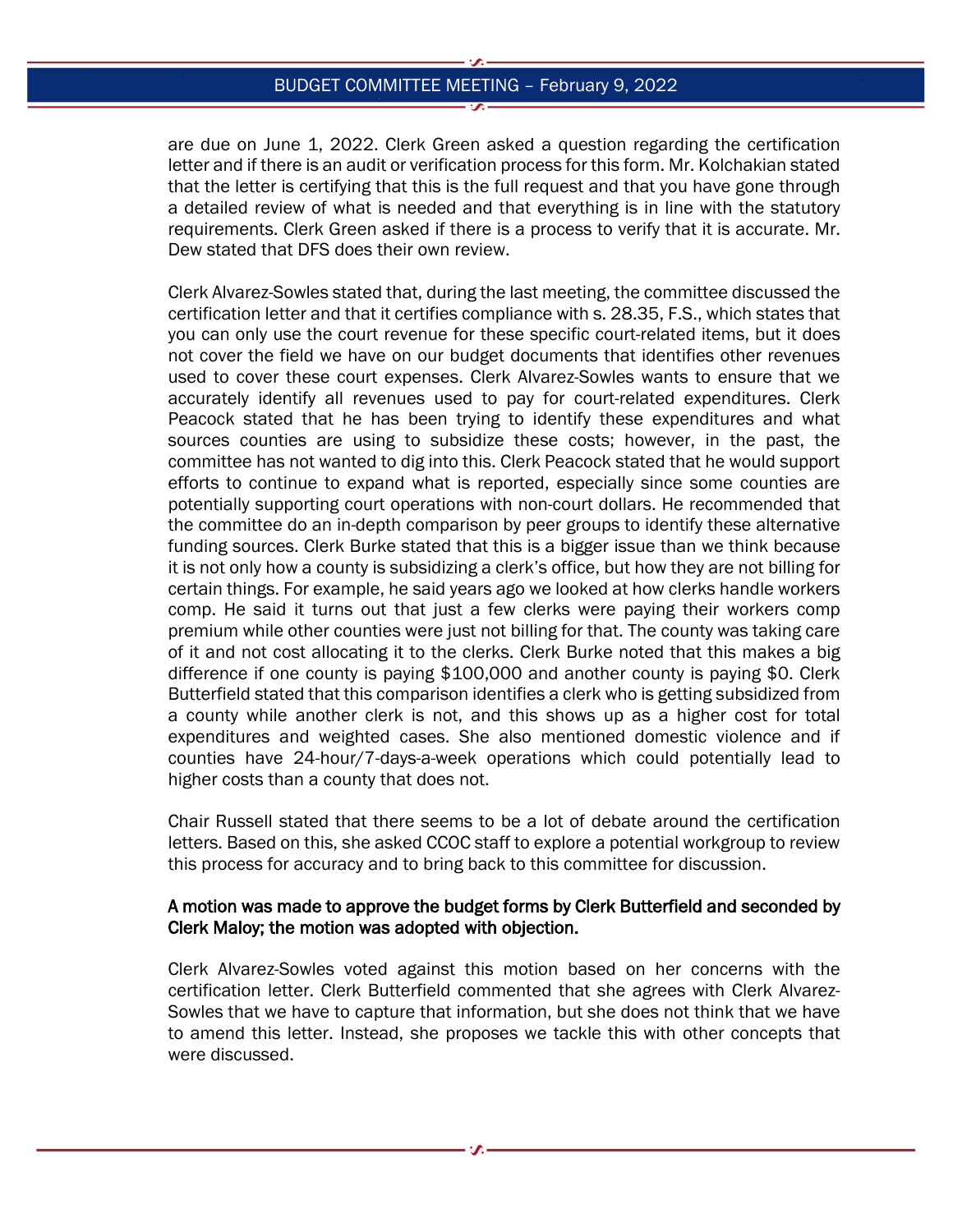are due on June 1, 2022. Clerk Green asked a question regarding the certification letter and if there is an audit or verification process for this form. Mr. Kolchakian stated that the letter is certifying that this is the full request and that you have gone through a detailed review of what is needed and that everything is in line with the statutory requirements. Clerk Green asked if there is a process to verify that it is accurate. Mr. Dew stated that DFS does their own review.

Clerk Alvarez-Sowles stated that, during the last meeting, the committee discussed the certification letter and that it certifies compliance with s. 28.35, F.S., which states that you can only use the court revenue for these specific court-related items, but it does not cover the field we have on our budget documents that identifies other revenues used to cover these court expenses. Clerk Alvarez-Sowles wants to ensure that we accurately identify all revenues used to pay for court-related expenditures. Clerk Peacock stated that he has been trying to identify these expenditures and what sources counties are using to subsidize these costs; however, in the past, the committee has not wanted to dig into this. Clerk Peacock stated that he would support efforts to continue to expand what is reported, especially since some counties are potentially supporting court operations with non-court dollars. He recommended that the committee do an in-depth comparison by peer groups to identify these alternative funding sources. Clerk Burke stated that this is a bigger issue than we think because it is not only how a county is subsidizing a clerk's office, but how they are not billing for certain things. For example, he said years ago we looked at how clerks handle workers comp. He said it turns out that just a few clerks were paying their workers comp premium while other counties were just not billing for that. The county was taking care of it and not cost allocating it to the clerks. Clerk Burke noted that this makes a big difference if one county is paying $100,000 and another county is paying $0. Clerk Butterfield stated that this comparison identifies a clerk who is getting subsidized from a county while another clerk is not, and this shows up as a higher cost for total expenditures and weighted cases. She also mentioned domestic violence and if counties have 24-hour/7-days-a-week operations which could potentially lead to higher costs than a county that does not.

Chair Russell stated that there seems to be a lot of debate around the certification letters. Based on this, she asked CCOC staff to explore a potential workgroup to review this process for accuracy and to bring back to this committee for discussion.

**A motion was made to approve the budget forms by Clerk Butterfield and seconded by Clerk Maloy; the motion was adopted with objection.**

Clerk Alvarez-Sowles voted against this motion based on her concerns with the certification letter. Clerk Butterfield commented that she agrees with Clerk Alvarez-Sowles that we have to capture that information, but she does not think that we have to amend this letter. Instead, she proposes we tackle this with other concepts that were discussed.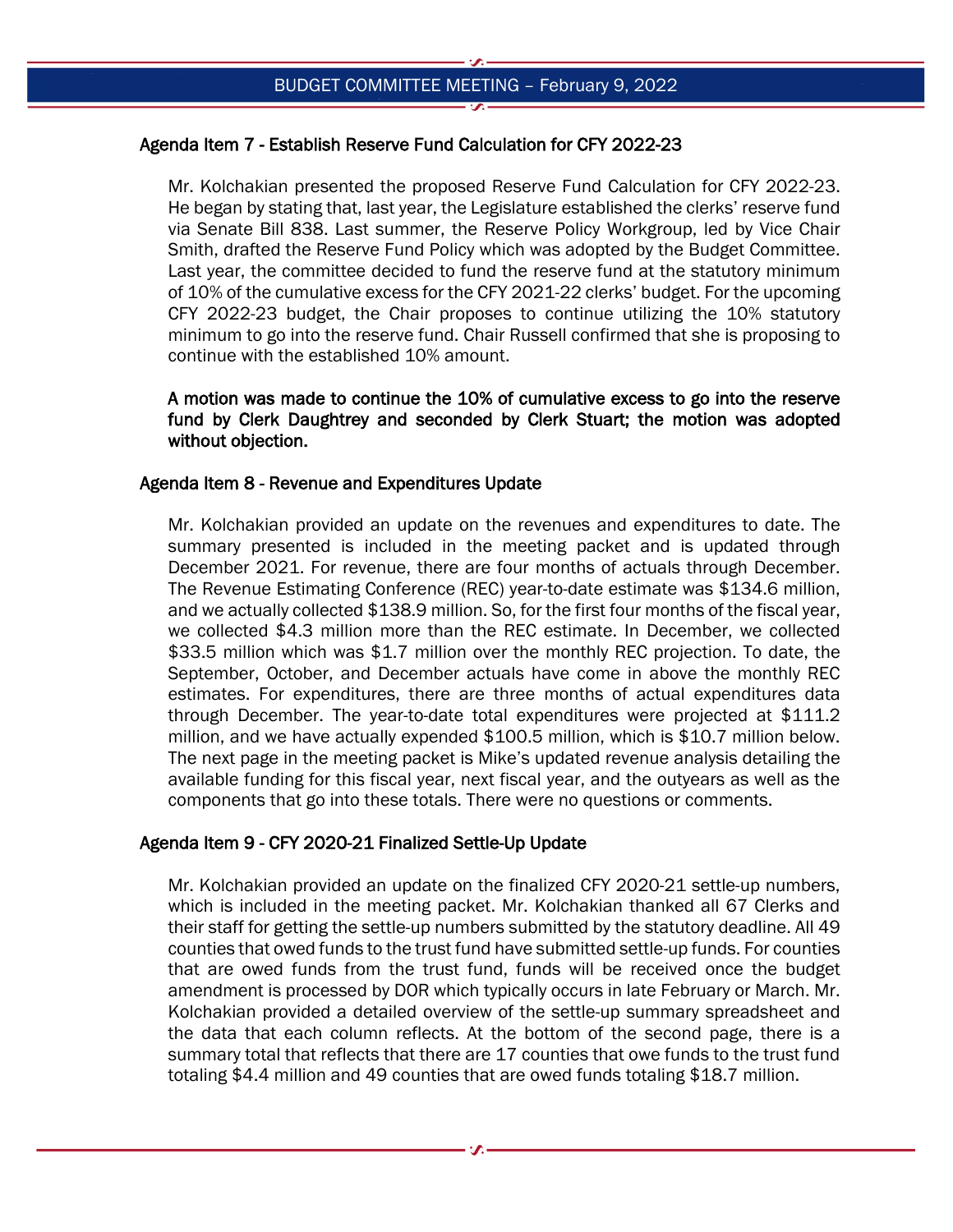### Agenda Item 7 - Establish Reserve Fund Calculation for CFY 2022-23

Mr. Kolchakian presented the proposed Reserve Fund Calculation for CFY 2022-23. He began by stating that, last year, the Legislature established the clerks' reserve fund via Senate Bill 838. Last summer, the Reserve Policy Workgroup, led by Vice Chair Smith, drafted the Reserve Fund Policy which was adopted by the Budget Committee. Last year, the committee decided to fund the reserve fund at the statutory minimum of 10% of the cumulative excess for the CFY 2021-22 clerks' budget. For the upcoming CFY 2022-23 budget, the Chair proposes to continue utilizing the 10% statutory minimum to go into the reserve fund. Chair Russell confirmed that she is proposing to continue with the established 10% amount.

**A motion was made to continue the 10% of cumulative excess to go into the reserve fund by Clerk Daughtrey and seconded by Clerk Stuart; the motion was adopted without objection.**

### Agenda Item 8 - Revenue and Expenditures Update

Mr. Kolchakian provided an update on the revenues and expenditures to date. The summary presented is included in the meeting packet and is updated through December 2021. For revenue, there are four months of actuals through December. The Revenue Estimating Conference (REC) year-to-date estimate was $134.6 million, and we actually collected $138.9 million. So, for the first four months of the fiscal year, we collected $4.3 million more than the REC estimate. In December, we collected $33.5 million which was $1.7 million over the monthly REC projection. To date, the September, October, and December actuals have come in above the monthly REC estimates. For expenditures, there are three months of actual expenditures data through December. The year-to-date total expenditures were projected at $111.2 million, and we have actually expended $100.5 million, which is $10.7 million below. The next page in the meeting packet is Mike's updated revenue analysis detailing the available funding for this fiscal year, next fiscal year, and the outyears as well as the components that go into these totals. There were no questions or comments.

### Agenda Item 9 - CFY 2020-21 Finalized Settle-Up Update

Mr. Kolchakian provided an update on the finalized CFY 2020-21 settle-up numbers, which is included in the meeting packet. Mr. Kolchakian thanked all 67 Clerks and their staff for getting the settle-up numbers submitted by the statutory deadline. All 49 counties that owed funds to the trust fund have submitted settle-up funds. For counties that are owed funds from the trust fund, funds will be received once the budget amendment is processed by DOR which typically occurs in late February or March. Mr. Kolchakian provided a detailed overview of the settle-up summary spreadsheet and the data that each column reflects. At the bottom of the second page, there is a summary total that reflects that there are 17 counties that owe funds to the trust fund totaling $4.4 million and 49 counties that are owed funds totaling $18.7 million.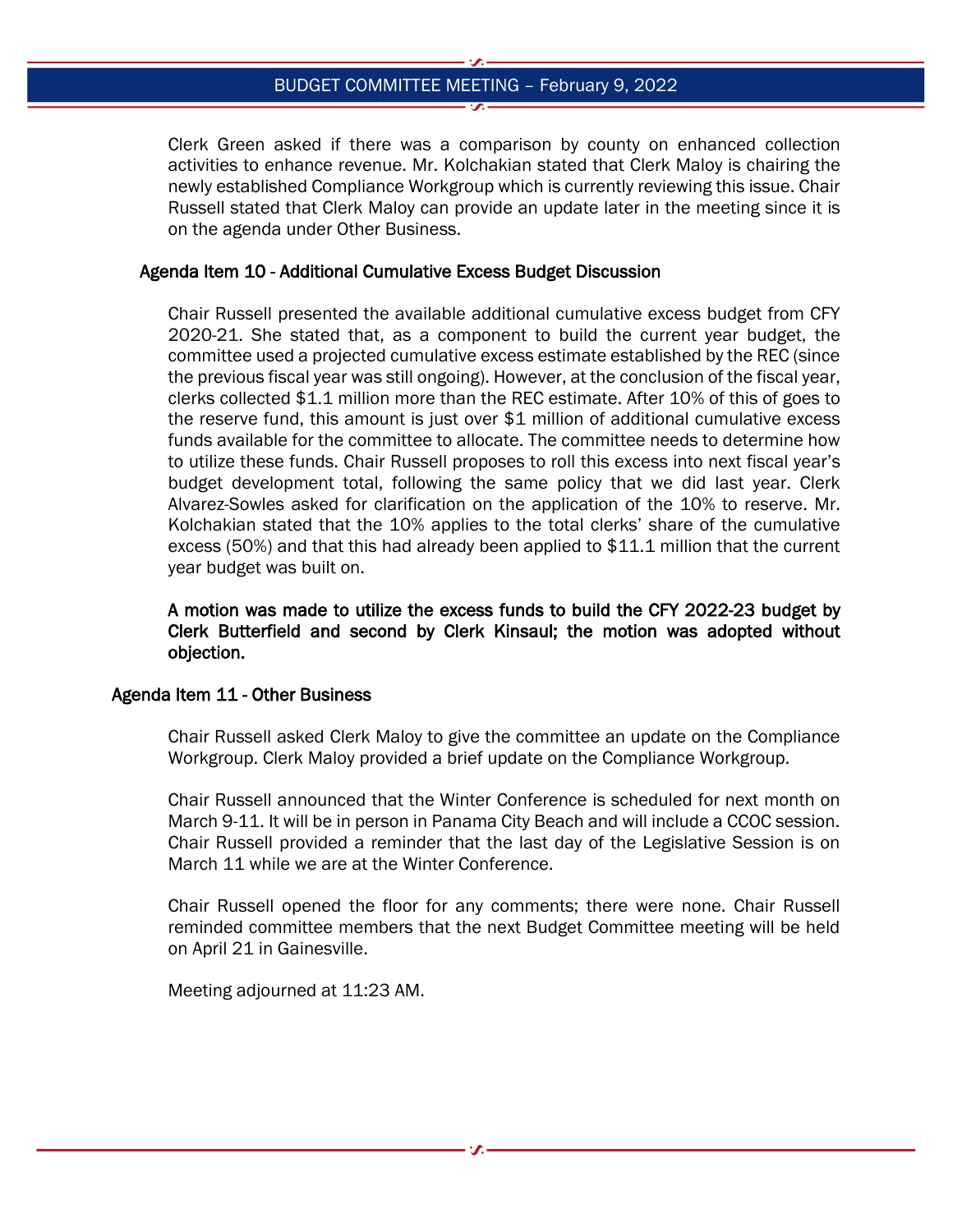Clerk Green asked if there was a comparison by county on enhanced collection activities to enhance revenue. Mr. Kolchakian stated that Clerk Maloy is chairing the newly established Compliance Workgroup which is currently reviewing this issue. Chair Russell stated that Clerk Maloy can provide an update later in the meeting since it is on the agenda under Other Business.

### Agenda Item 10 - Additional Cumulative Excess Budget Discussion

Chair Russell presented the available additional cumulative excess budget from CFY 2020-21. She stated that, as a component to build the current year budget, the committee used a projected cumulative excess estimate established by the REC (since the previous fiscal year was still ongoing). However, at the conclusion of the fiscal year, clerks collected $1.1 million more than the REC estimate. After 10% of this of goes to the reserve fund, this amount is just over $1 million of additional cumulative excess funds available for the committee to allocate. The committee needs to determine how to utilize these funds. Chair Russell proposes to roll this excess into next fiscal year's budget development total, following the same policy that we did last year. Clerk Alvarez-Sowles asked for clarification on the application of the 10% to reserve. Mr. Kolchakian stated that the 10% applies to the total clerks' share of the cumulative excess (50%) and that this had already been applied to $11.1 million that the current year budget was built on.

**A motion was made to utilize the excess funds to build the CFY 2022-23 budget by Clerk Butterfield and second by Clerk Kinsaul; the motion was adopted without objection.**

### Agenda Item 11 - Other Business

Chair Russell asked Clerk Maloy to give the committee an update on the Compliance Workgroup. Clerk Maloy provided a brief update on the Compliance Workgroup.

Chair Russell announced that the Winter Conference is scheduled for next month on March 9-11. It will be in person in Panama City Beach and will include a CCOC session. Chair Russell provided a reminder that the last day of the Legislative Session is on March 11 while we are at the Winter Conference.

Chair Russell opened the floor for any comments; there were none. Chair Russell reminded committee members that the next Budget Committee meeting will be held on April 21 in Gainesville.

Meeting adjourned at 11:23 AM.